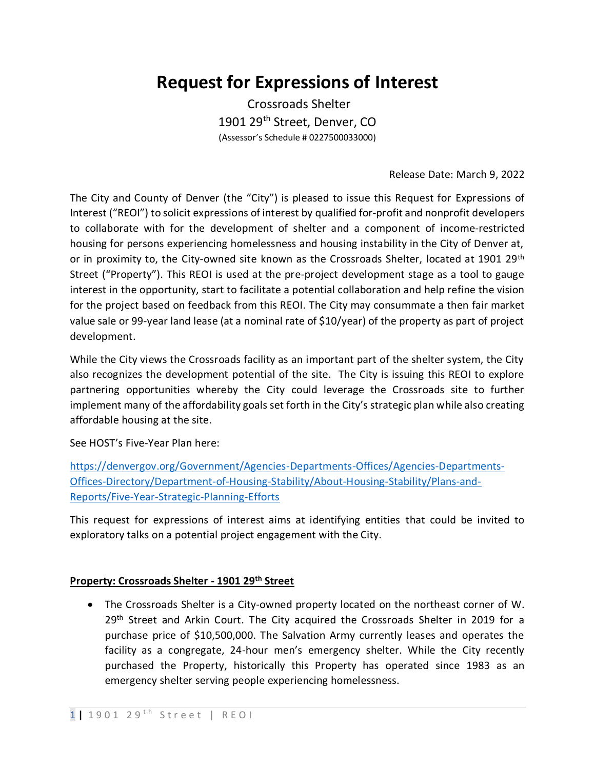# Request for Expressions of Interest

Crossroads Shelter

1901 29th Street, Denver, CO

(Assessor's Schedule # 0227500033000)

Release Date: March 9, 2022

The City and County of Denver (the "City") is pleased to issue this Request for Expressions of Interest ("REOI") to solicit expressions of interest by qualified for-profit and nonprofit developers to collaborate with for the development of shelter and a component of income-restricted housing for persons experiencing homelessness and housing instability in the City of Denver at, or in proximity to, the City-owned site known as the Crossroads Shelter, located at 1901 29th Street ("Property"). This REOI is used at the pre-project development stage as a tool to gauge interest in the opportunity, start to facilitate a potential collaboration and help refine the vision for the project based on feedback from this REOI. The City may consummate a then fair market value sale or 99-year land lease (at a nominal rate of $10/year) of the property as part of project development.

While the City views the Crossroads facility as an important part of the shelter system, the City also recognizes the development potential of the site. The City is issuing this REOI to explore partnering opportunities whereby the City could leverage the Crossroads site to further implement many of the affordability goals set forth in the City's strategic plan while also creating affordable housing at the site.

See HOST's Five-Year Plan here:

[https://denvergov.org/Government/Agencies-Departments-Offices/Agencies-Departments-Offices-Directory/Department-of-Housing-Stability/About-Housing-Stability/Plans-and-Reports/Five-Year-Strategic-Planning-Efforts](https://denvergov.org/Government/Agencies-Departments-Offices/Agencies-Departments-Offices-Directory/Department-of-Housing-Stability/About-Housing-Stability/Plans-and-Reports/Five-Year-Strategic-Planning-Efforts)

This request for expressions of interest aims at identifying entities that could be invited to exploratory talks on a potential project engagement with the City.

**Property: Crossroads Shelter - 1901 29th Street**

- The Crossroads Shelter is a City-owned property located on the northeast corner of W. 29th Street and Arkin Court. The City acquired the Crossroads Shelter in 2019 for a purchase price of $10,500,000. The Salvation Army currently leases and operates the facility as a congregate, 24-hour men's emergency shelter. While the City recently purchased the Property, historically this Property has operated since 1983 as an emergency shelter serving people experiencing homelessness.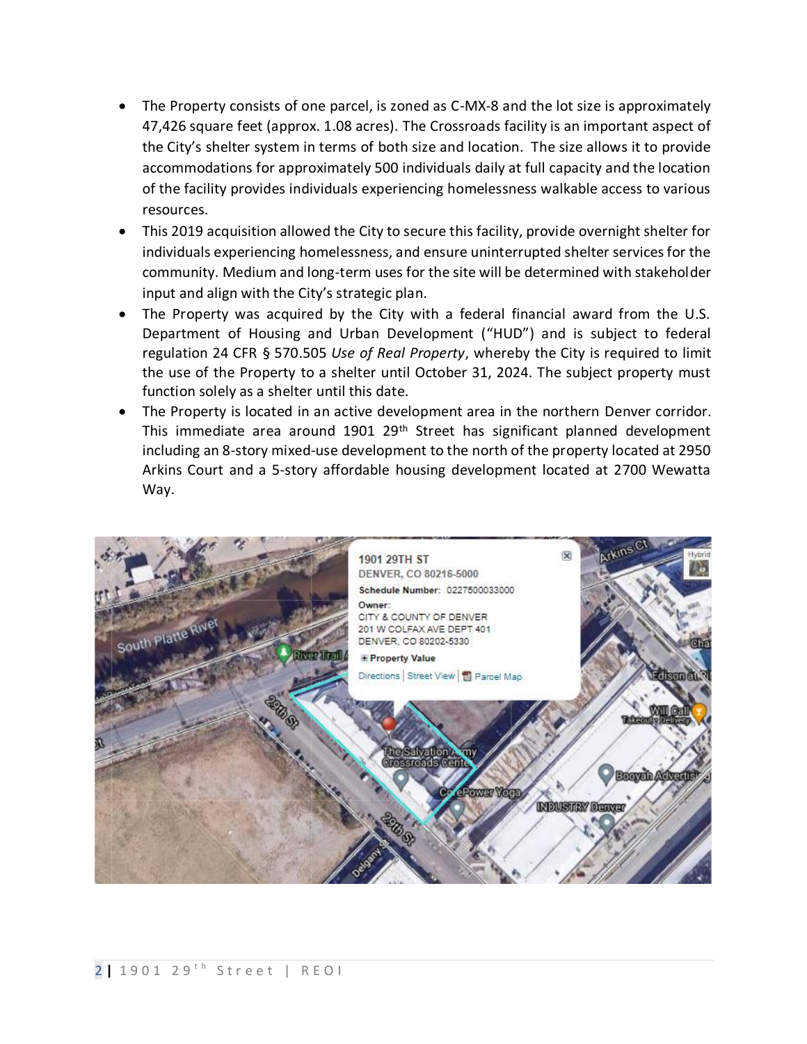- The Property consists of one parcel, is zoned as C-MX-8 and the lot size is approximately 47,426 square feet (approx. 1.08 acres). The Crossroads facility is an important aspect of the City's shelter system in terms of both size and location. The size allows it to provide accommodations for approximately 500 individuals daily at full capacity and the location of the facility provides individuals experiencing homelessness walkable access to various resources.
- This 2019 acquisition allowed the City to secure this facility, provide overnight shelter for individuals experiencing homelessness, and ensure uninterrupted shelter services for the community. Medium and long-term uses for the site will be determined with stakeholder input and align with the City's strategic plan.
- The Property was acquired by the City with a federal financial award from the U.S. Department of Housing and Urban Development ("HUD") and is subject to federal regulation 24 CFR § 570.505 *Use of Real Property*, whereby the City is required to limit the use of the Property to a shelter until October 31, 2024. The subject property must function solely as a shelter until this date.
- The Property is located in an active development area in the northern Denver corridor. This immediate area around 1901 29th Street has significant planned development including an 8-story mixed-use development to the north of the property located at 2950 Arkins Court and a 5-story affordable housing development located at 2700 Wewatta Way.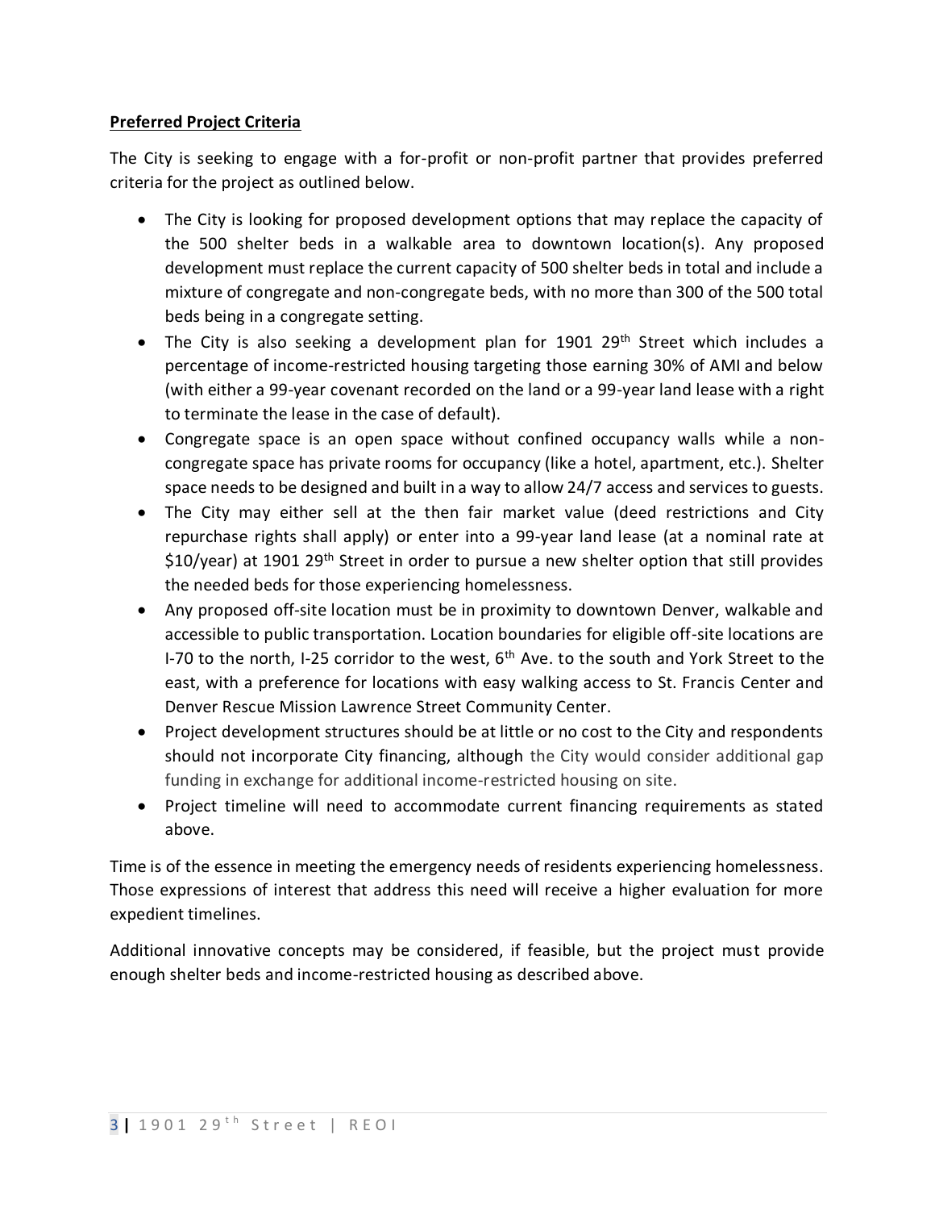**Preferred Project Criteria**

The City is seeking to engage with a for-profit or non-profit partner that provides preferred criteria for the project as outlined below.

- The City is looking for proposed development options that may replace the capacity of the 500 shelter beds in a walkable area to downtown location(s). Any proposed development must replace the current capacity of 500 shelter beds in total and include a mixture of congregate and non-congregate beds, with no more than 300 of the 500 total beds being in a congregate setting.
- The City is also seeking a development plan for 1901 29th Street which includes a percentage of income-restricted housing targeting those earning 30% of AMI and below (with either a 99-year covenant recorded on the land or a 99-year land lease with a right to terminate the lease in the case of default).
- Congregate space is an open space without confined occupancy walls while a non-congregate space has private rooms for occupancy (like a hotel, apartment, etc.). Shelter space needs to be designed and built in a way to allow 24/7 access and services to guests.
- The City may either sell at the then fair market value (deed restrictions and City repurchase rights shall apply) or enter into a 99-year land lease (at a nominal rate at $10/year) at 1901 29th Street in order to pursue a new shelter option that still provides the needed beds for those experiencing homelessness.
- Any proposed off-site location must be in proximity to downtown Denver, walkable and accessible to public transportation. Location boundaries for eligible off-site locations are I-70 to the north, I-25 corridor to the west, 6th Ave. to the south and York Street to the east, with a preference for locations with easy walking access to St. Francis Center and Denver Rescue Mission Lawrence Street Community Center.
- Project development structures should be at little or no cost to the City and respondents should not incorporate City financing, although the City would consider additional gap funding in exchange for additional income-restricted housing on site.
- Project timeline will need to accommodate current financing requirements as stated above.

Time is of the essence in meeting the emergency needs of residents experiencing homelessness. Those expressions of interest that address this need will receive a higher evaluation for more expedient timelines.

Additional innovative concepts may be considered, if feasible, but the project must provide enough shelter beds and income-restricted housing as described above.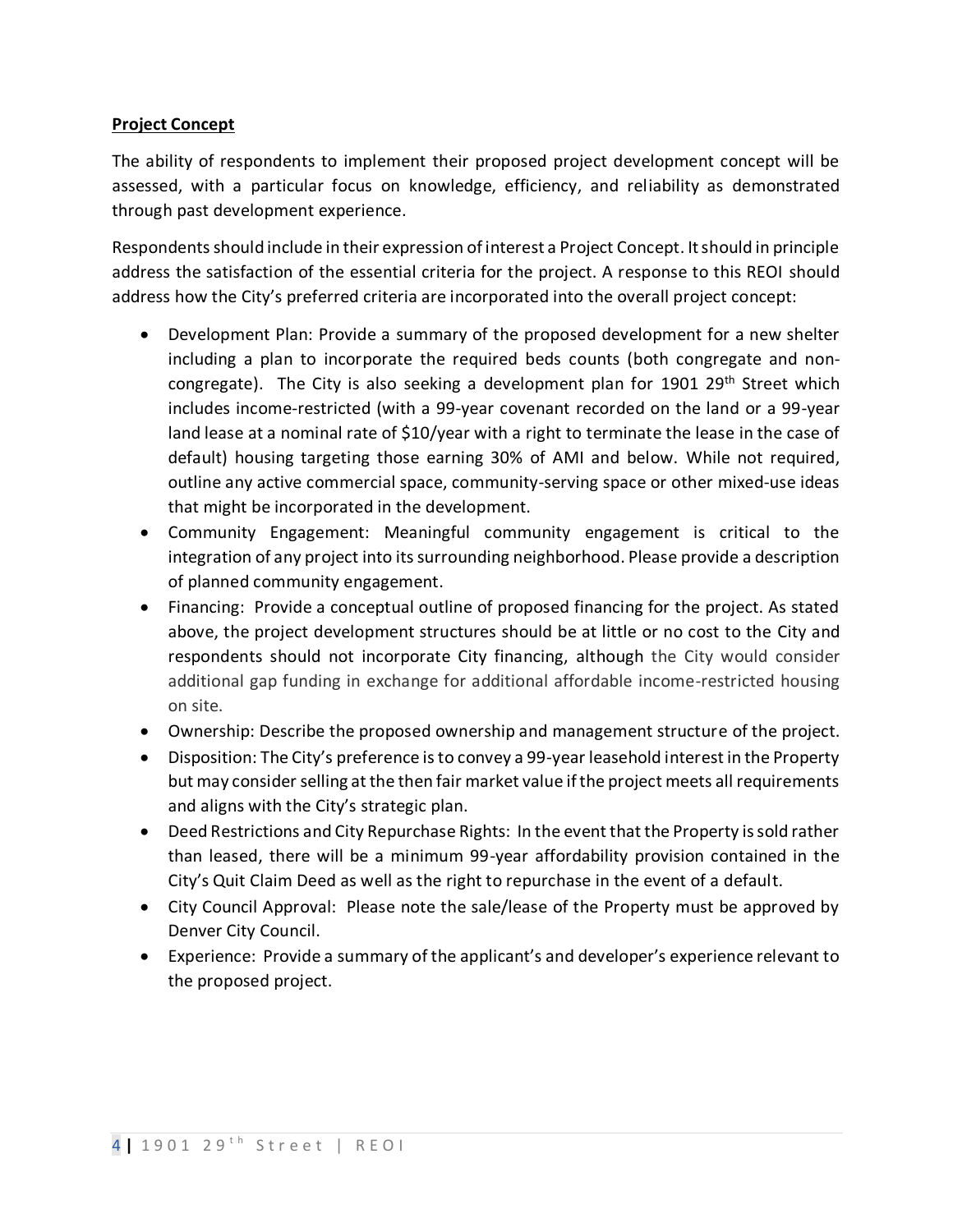**Project Concept**

The ability of respondents to implement their proposed project development concept will be assessed, with a particular focus on knowledge, efficiency, and reliability as demonstrated through past development experience.

Respondents should include in their expression of interest a Project Concept. It should in principle address the satisfaction of the essential criteria for the project. A response to this REOI should address how the City's preferred criteria are incorporated into the overall project concept:

- Development Plan: Provide a summary of the proposed development for a new shelter including a plan to incorporate the required beds counts (both congregate and non-congregate). The City is also seeking a development plan for 1901 29th Street which includes income-restricted (with a 99-year covenant recorded on the land or a 99-year land lease at a nominal rate of $10/year with a right to terminate the lease in the case of default) housing targeting those earning 30% of AMI and below. While not required, outline any active commercial space, community-serving space or other mixed-use ideas that might be incorporated in the development.
- Community Engagement: Meaningful community engagement is critical to the integration of any project into its surrounding neighborhood. Please provide a description of planned community engagement.
- Financing: Provide a conceptual outline of proposed financing for the project. As stated above, the project development structures should be at little or no cost to the City and respondents should not incorporate City financing, although the City would consider additional gap funding in exchange for additional affordable income-restricted housing on site.
- Ownership: Describe the proposed ownership and management structure of the project.
- Disposition: The City's preference is to convey a 99-year leasehold interest in the Property but may consider selling at the then fair market value if the project meets all requirements and aligns with the City's strategic plan.
- Deed Restrictions and City Repurchase Rights: In the event that the Property is sold rather than leased, there will be a minimum 99-year affordability provision contained in the City's Quit Claim Deed as well as the right to repurchase in the event of a default.
- City Council Approval: Please note the sale/lease of the Property must be approved by Denver City Council.
- Experience: Provide a summary of the applicant's and developer's experience relevant to the proposed project.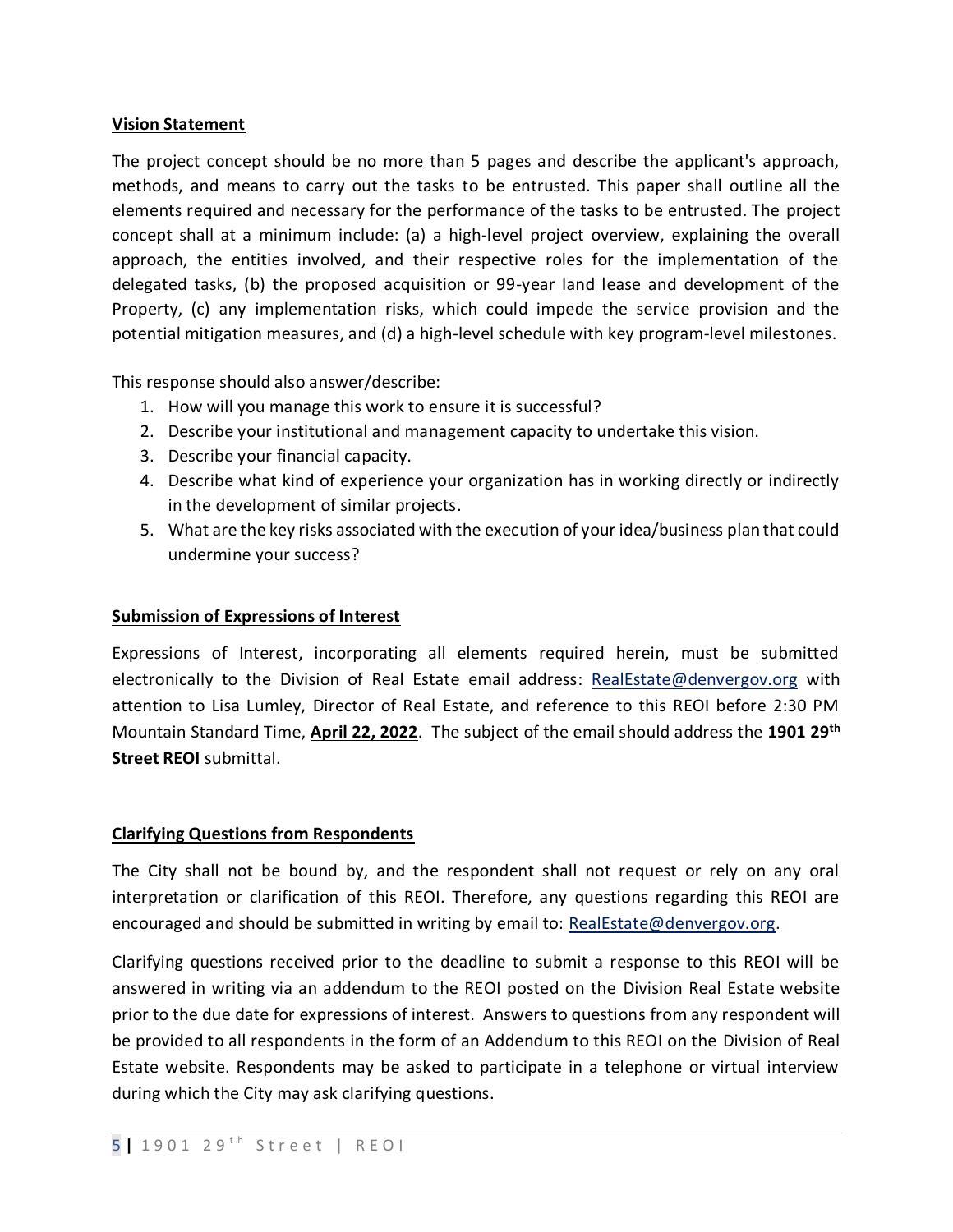**Vision Statement**

The project concept should be no more than 5 pages and describe the applicant's approach, methods, and means to carry out the tasks to be entrusted. This paper shall outline all the elements required and necessary for the performance of the tasks to be entrusted. The project concept shall at a minimum include: (a) a high-level project overview, explaining the overall approach, the entities involved, and their respective roles for the implementation of the delegated tasks, (b) the proposed acquisition or 99-year land lease and development of the Property, (c) any implementation risks, which could impede the service provision and the potential mitigation measures, and (d) a high-level schedule with key program-level milestones.

This response should also answer/describe:

1. How will you manage this work to ensure it is successful?
2. Describe your institutional and management capacity to undertake this vision.
3. Describe your financial capacity.
4. Describe what kind of experience your organization has in working directly or indirectly in the development of similar projects.
5. What are the key risks associated with the execution of your idea/business plan that could undermine your success?

**Submission of Expressions of Interest**

Expressions of Interest, incorporating all elements required herein, must be submitted electronically to the Division of Real Estate email address: RealEstate@denvergov.org with attention to Lisa Lumley, Director of Real Estate, and reference to this REOI before 2:30 PM Mountain Standard Time, **April 22, 2022**. The subject of the email should address the **1901 29th Street REOI** submittal.

**Clarifying Questions from Respondents**

The City shall not be bound by, and the respondent shall not request or rely on any oral interpretation or clarification of this REOI. Therefore, any questions regarding this REOI are encouraged and should be submitted in writing by email to: RealEstate@denvergov.org.

Clarifying questions received prior to the deadline to submit a response to this REOI will be answered in writing via an addendum to the REOI posted on the Division Real Estate website prior to the due date for expressions of interest. Answers to questions from any respondent will be provided to all respondents in the form of an Addendum to this REOI on the Division of Real Estate website. Respondents may be asked to participate in a telephone or virtual interview during which the City may ask clarifying questions.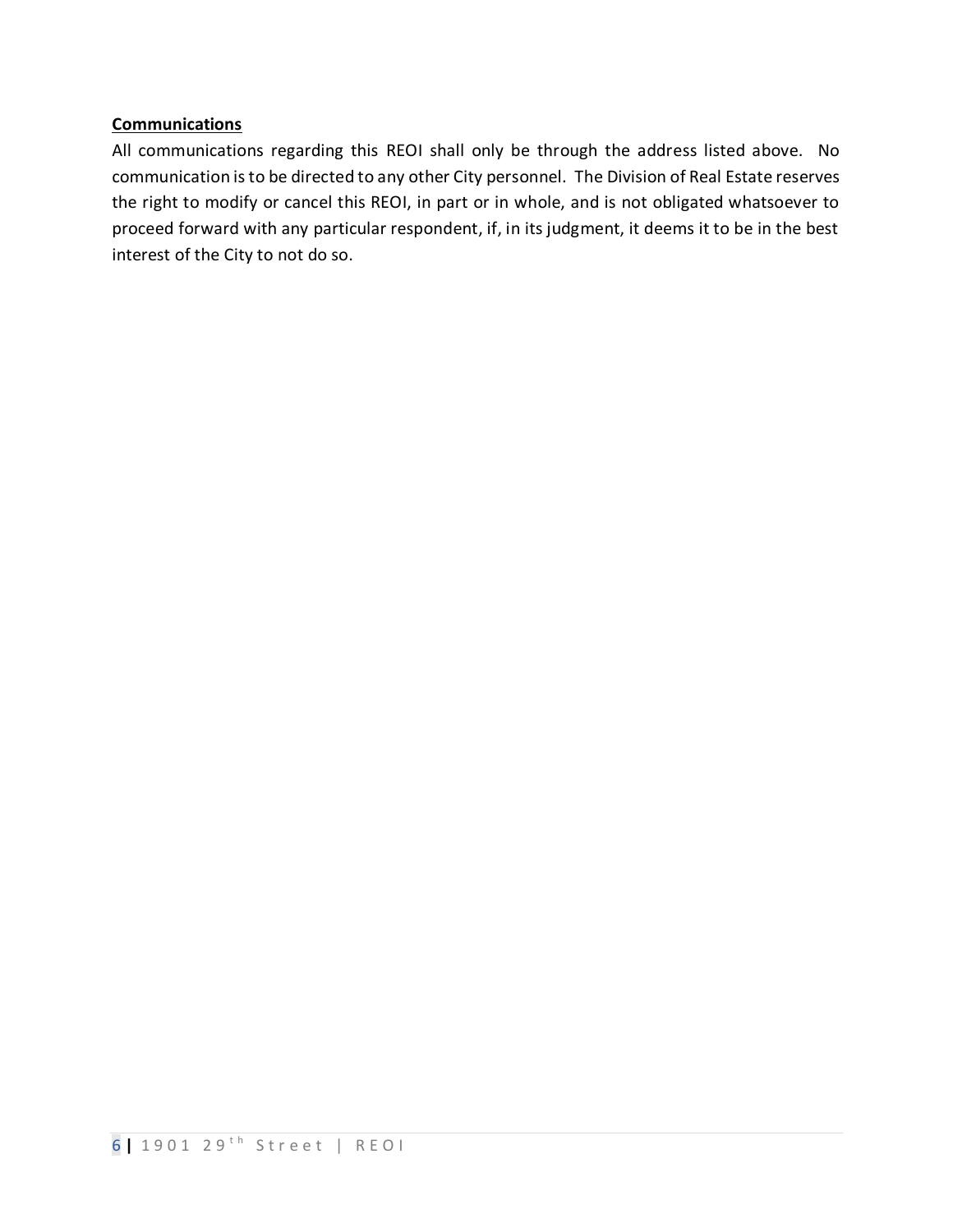**Communications**

All communications regarding this REOI shall only be through the address listed above. No communication is to be directed to any other City personnel. The Division of Real Estate reserves the right to modify or cancel this REOI, in part or in whole, and is not obligated whatsoever to proceed forward with any particular respondent, if, in its judgment, it deems it to be in the best interest of the City to not do so.